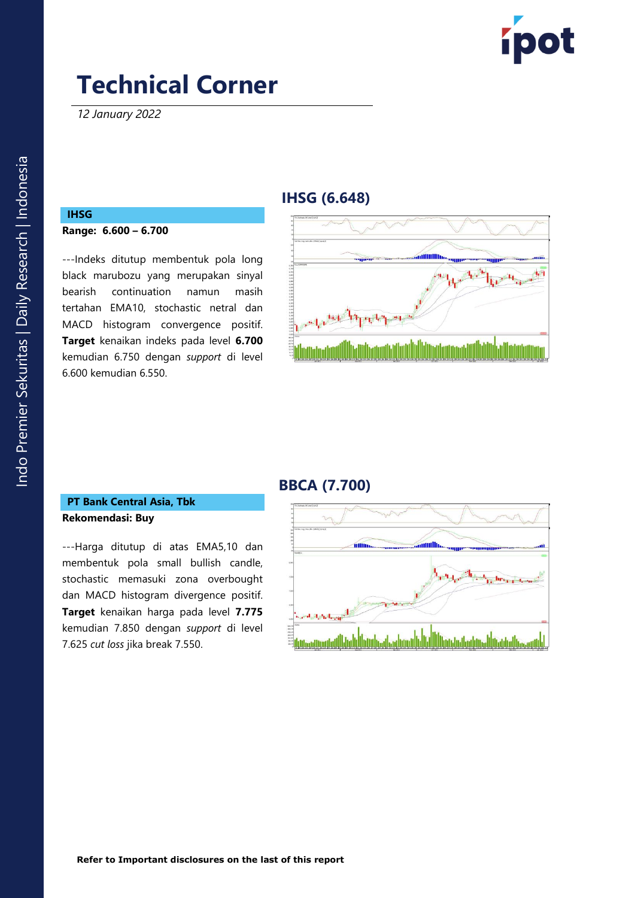# Technical Corner

*12 January 2022*

## IHSG (6.648)

**IHSG**

**Range: 6.600 – 6.700**

---Indeks ditutup membentuk pola long black marubozu yang merupakan sinyal bearish continuation namun masih tertahan EMA10, stochastic netral dan MACD histogram convergence positif. **Target** kenaikan indeks pada level **6.700** kemudian 6.750 dengan *support* di level 6.600 kemudian 6.550.

## BBCA (7.700)

**PT Bank Central Asia, Tbk**

**Rekomendasi: Buy**

---Harga ditutup di atas EMA5,10 dan membentuk pola small bullish candle, stochastic memasuki zona overbought dan MACD histogram divergence positif. **Target** kenaikan harga pada level **7.775** kemudian 7.850 dengan *support* di level 7.625 *cut loss* jika break 7.550.

**Refer to Important disclosures on the last of this report**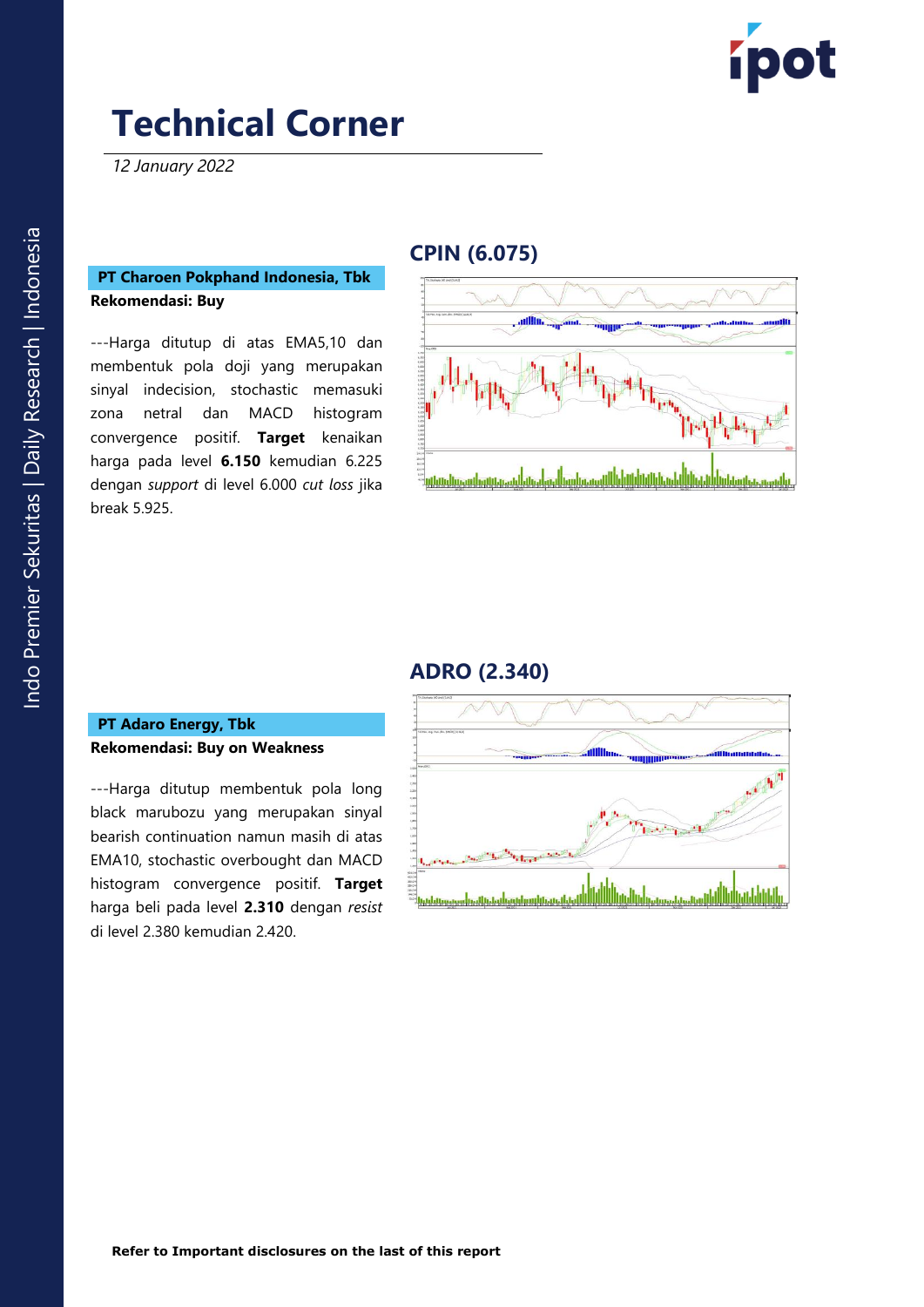# Technical Corner

*12 January 2022*

## CPIN (6.075)

**PT Charoen Pokphand Indonesia, Tbk**

**Rekomendasi: Buy**

---Harga ditutup di atas EMA5,10 dan membentuk pola doji yang merupakan sinyal indecision, stochastic memasuki zona netral dan MACD histogram convergence positif. **Target** kenaikan harga pada level **6.150** kemudian 6.225 dengan *support* di level 6.000 *cut loss* jika break 5.925.

## ADRO (2.340)

**PT Adaro Energy, Tbk**

**Rekomendasi: Buy on Weakness**

---Harga ditutup membentuk pola long black marubozu yang merupakan sinyal bearish continuation namun masih di atas EMA10, stochastic overbought dan MACD histogram convergence positif. **Target** harga beli pada level **2.310** dengan *resist* di level 2.380 kemudian 2.420.

**Refer to Important disclosures on the last of this report**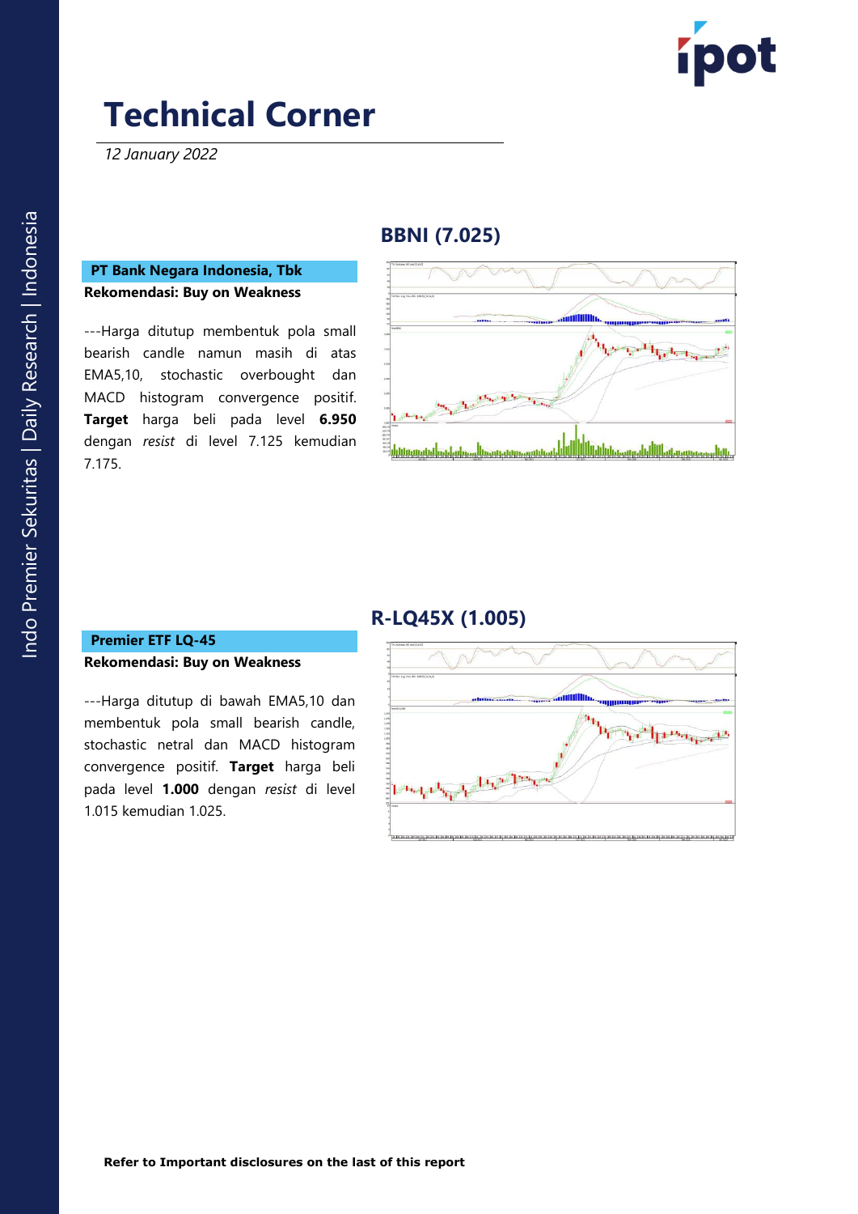# Technical Corner

*12 January 2022*

## BBNI (7.025)

**PT Bank Negara Indonesia, Tbk**

**Rekomendasi: Buy on Weakness**

---Harga ditutup membentuk pola small bearish candle namun masih di atas EMA5,10, stochastic overbought dan MACD histogram convergence positif. **Target** harga beli pada level **6.950** dengan *resist* di level 7.125 kemudian 7.175.

## R-LQ45X (1.005)

**Premier ETF LQ-45**

**Rekomendasi: Buy on Weakness**

---Harga ditutup di bawah EMA5,10 dan membentuk pola small bearish candle, stochastic netral dan MACD histogram convergence positif. **Target** harga beli pada level **1.000** dengan *resist* di level 1.015 kemudian 1.025.

**Refer to Important disclosures on the last of this report**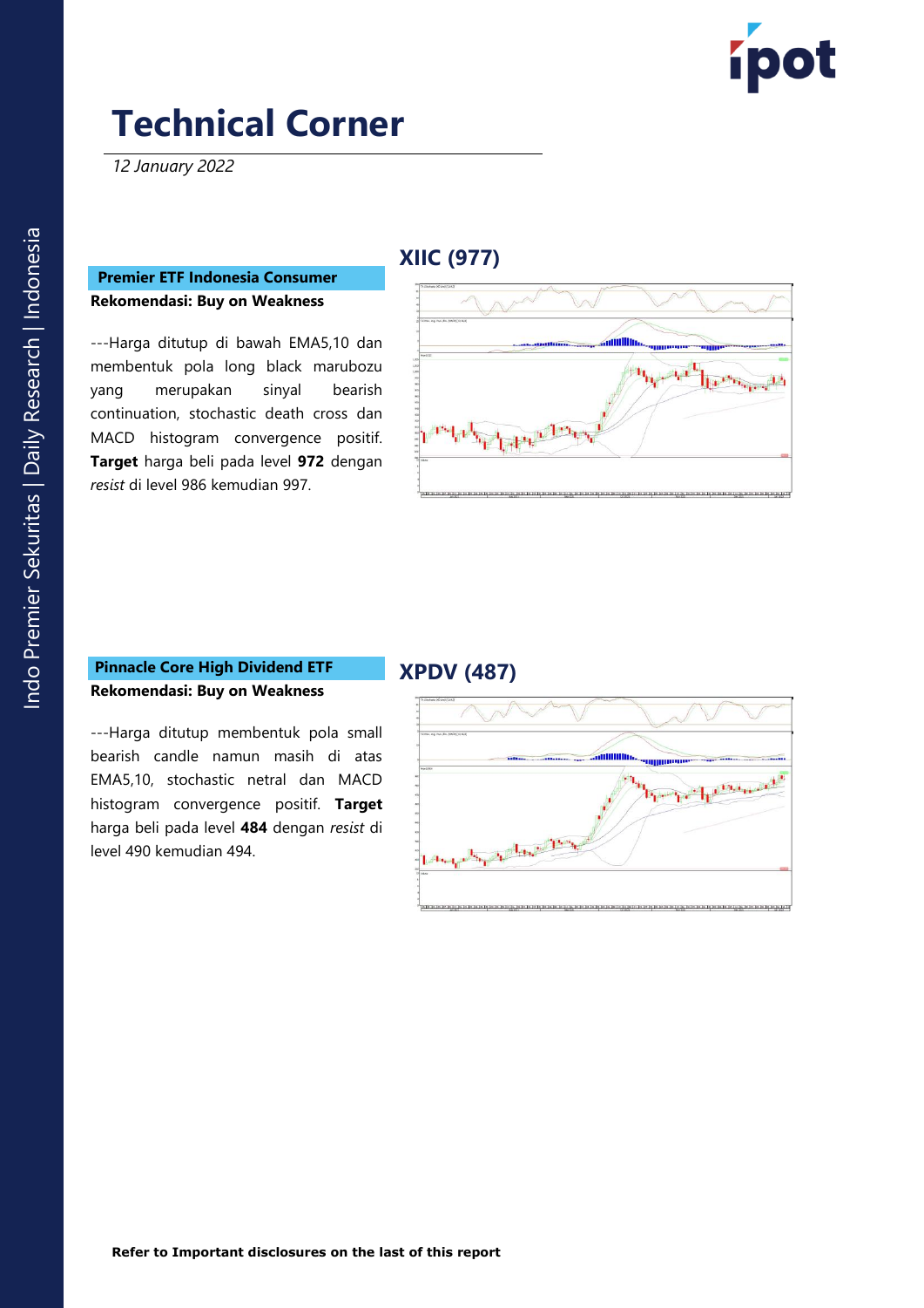# Technical Corner

*12 January 2022*

## XIIC (977)

**Premier ETF Indonesia Consumer**

**Rekomendasi: Buy on Weakness**

---Harga ditutup di bawah EMA5,10 dan membentuk pola long black marubozu yang merupakan sinyal bearish continuation, stochastic death cross dan MACD histogram convergence positif. **Target** harga beli pada level **972** dengan *resist* di level 986 kemudian 997.

## XPDV (487)

**Pinnacle Core High Dividend ETF**

**Rekomendasi: Buy on Weakness**

---Harga ditutup membentuk pola small bearish candle namun masih di atas EMA5,10, stochastic netral dan MACD histogram convergence positif. **Target** harga beli pada level **484** dengan *resist* di level 490 kemudian 494.

**Refer to Important disclosures on the last of this report**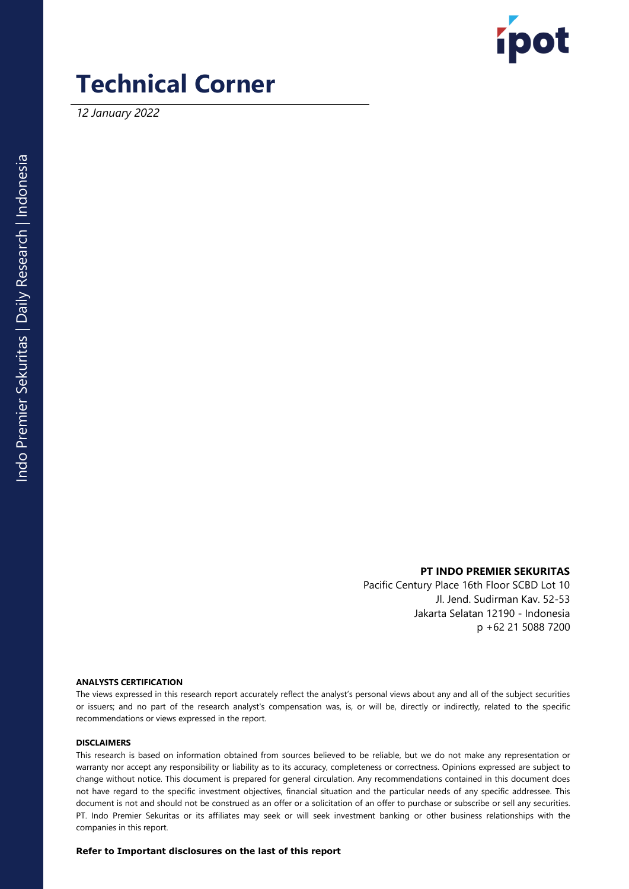# Technical Corner

*12 January 2022*

**PT INDO PREMIER SEKURITAS**

Pacific Century Place 16th Floor SCBD Lot 10

Jl. Jend. Sudirman Kav. 52-53

Jakarta Selatan 12190 - Indonesia

p +62 21 5088 7200

**ANALYSTS CERTIFICATION**

The views expressed in this research report accurately reflect the analyst's personal views about any and all of the subject securities or issuers; and no part of the research analyst's compensation was, is, or will be, directly or indirectly, related to the specific recommendations or views expressed in the report.

**DISCLAIMERS**

This research is based on information obtained from sources believed to be reliable, but we do not make any representation or warranty nor accept any responsibility or liability as to its accuracy, completeness or correctness. Opinions expressed are subject to change without notice. This document is prepared for general circulation. Any recommendations contained in this document does not have regard to the specific investment objectives, financial situation and the particular needs of any specific addressee. This document is not and should not be construed as an offer or a solicitation of an offer to purchase or subscribe or sell any securities. PT. Indo Premier Sekuritas or its affiliates may seek or will seek investment banking or other business relationships with the companies in this report.

**Refer to Important disclosures on the last of this report**